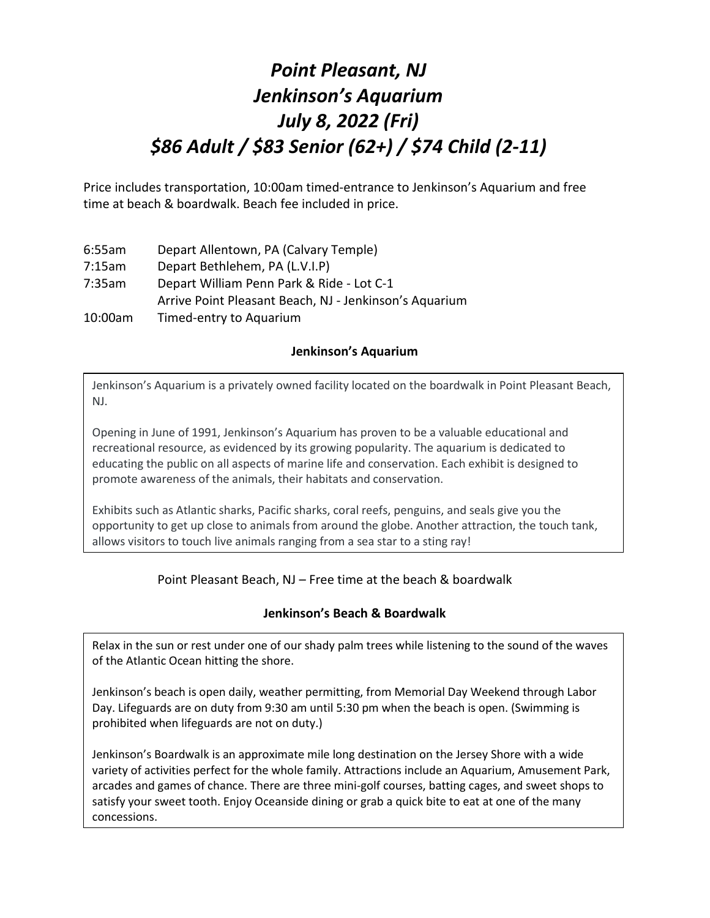# *Point Pleasant, NJ*
# *Jenkinson's Aquarium*
# *July 8, 2022 (Fri)*
# *$86 Adult / $83 Senior (62+) / $74 Child (2-11)*

Price includes transportation, 10:00am timed-entrance to Jenkinson's Aquarium and free time at beach & boardwalk. Beach fee included in price.

| | |
|---|---|
| 6:55am | Depart Allentown, PA (Calvary Temple) |
| 7:15am | Depart Bethlehem, PA (L.V.I.P) |
| 7:35am | Depart William Penn Park & Ride - Lot C-1 |
| | Arrive Point Pleasant Beach, NJ - Jenkinson's Aquarium |
| 10:00am | Timed-entry to Aquarium |

**Jenkinson's Aquarium**

Jenkinson's Aquarium is a privately owned facility located on the boardwalk in Point Pleasant Beach, NJ.

Opening in June of 1991, Jenkinson's Aquarium has proven to be a valuable educational and recreational resource, as evidenced by its growing popularity. The aquarium is dedicated to educating the public on all aspects of marine life and conservation. Each exhibit is designed to promote awareness of the animals, their habitats and conservation.

Exhibits such as Atlantic sharks, Pacific sharks, coral reefs, penguins, and seals give you the opportunity to get up close to animals from around the globe. Another attraction, the touch tank, allows visitors to touch live animals ranging from a sea star to a sting ray!

Point Pleasant Beach, NJ – Free time at the beach & boardwalk

**Jenkinson's Beach & Boardwalk**

Relax in the sun or rest under one of our shady palm trees while listening to the sound of the waves of the Atlantic Ocean hitting the shore.

Jenkinson's beach is open daily, weather permitting, from Memorial Day Weekend through Labor Day. Lifeguards are on duty from 9:30 am until 5:30 pm when the beach is open. (Swimming is prohibited when lifeguards are not on duty.)

Jenkinson's Boardwalk is an approximate mile long destination on the Jersey Shore with a wide variety of activities perfect for the whole family. Attractions include an Aquarium, Amusement Park, arcades and games of chance. There are three mini-golf courses, batting cages, and sweet shops to satisfy your sweet tooth. Enjoy Oceanside dining or grab a quick bite to eat at one of the many concessions.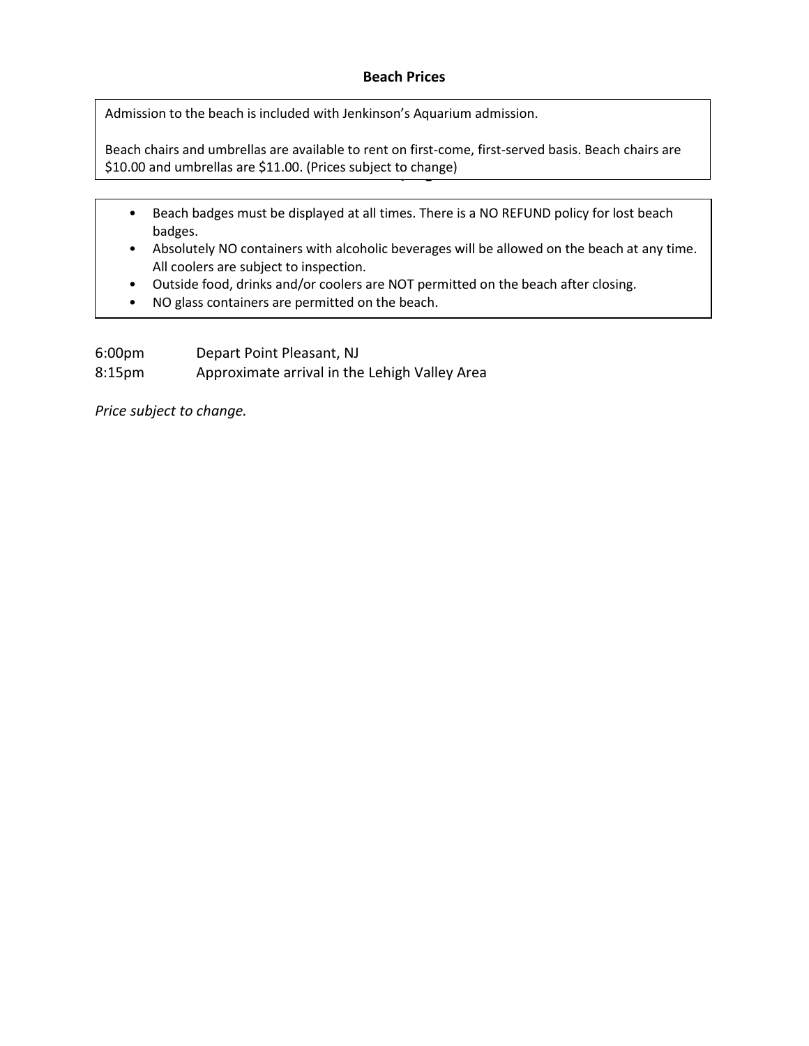**Beach Prices**

Admission to the beach is included with Jenkinson's Aquarium admission.

Beach chairs and umbrellas are available to rent on first-come, first-served basis. Beach chairs are $10.00 and umbrellas are $11.00. (Prices subject to change)

- Beach badges must be displayed at all times. There is a NO REFUND policy for lost beach badges.
- Absolutely NO containers with alcoholic beverages will be allowed on the beach at any time. All coolers are subject to inspection.
- Outside food, drinks and/or coolers are NOT permitted on the beach after closing.
- NO glass containers are permitted on the beach.

6:00pm Depart Point Pleasant, NJ

8:15pm Approximate arrival in the Lehigh Valley Area

*Price subject to change.*